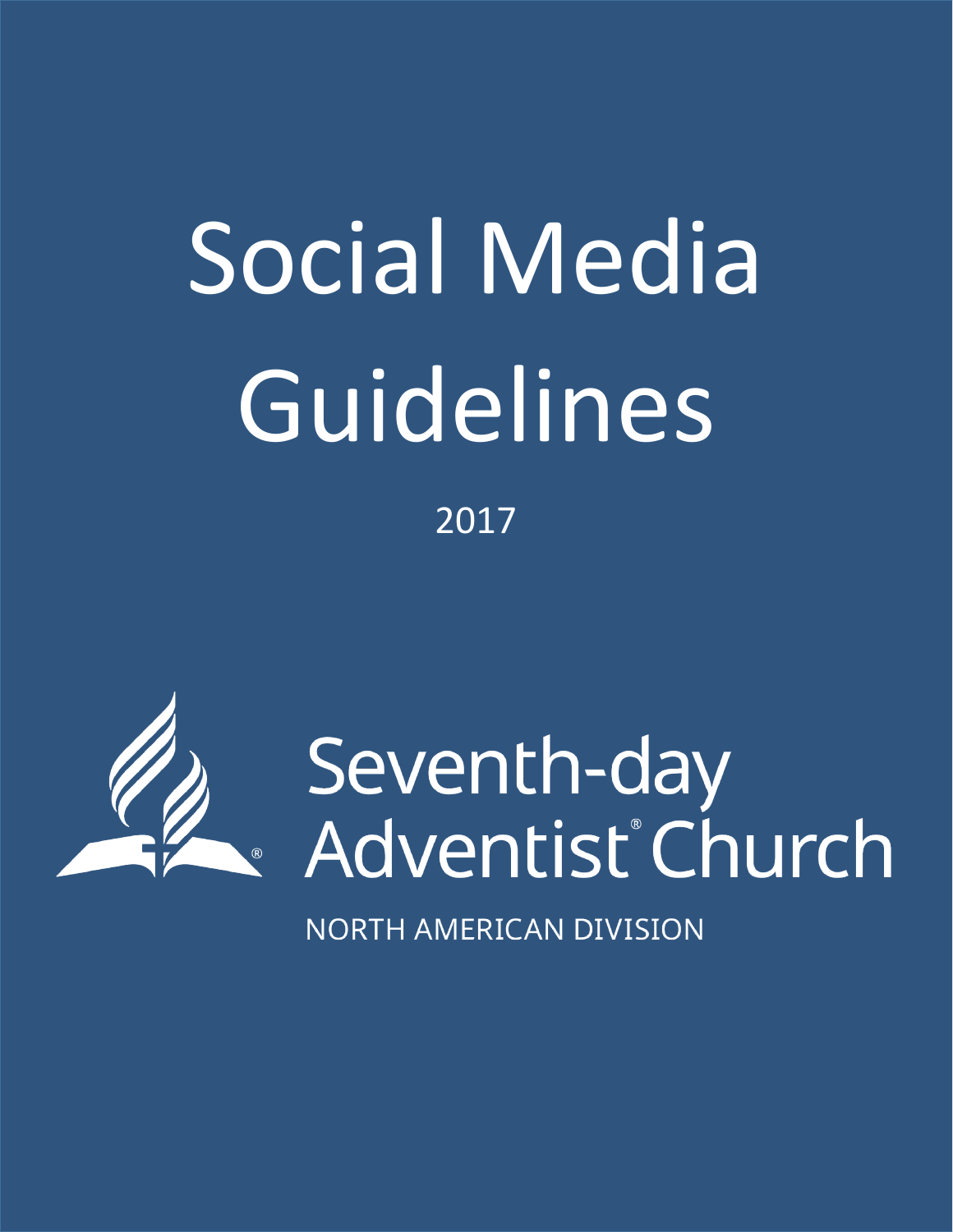# Social Media Guidelines

2017

Seventh-day Adventist® Church

NORTH AMERICAN DIVISION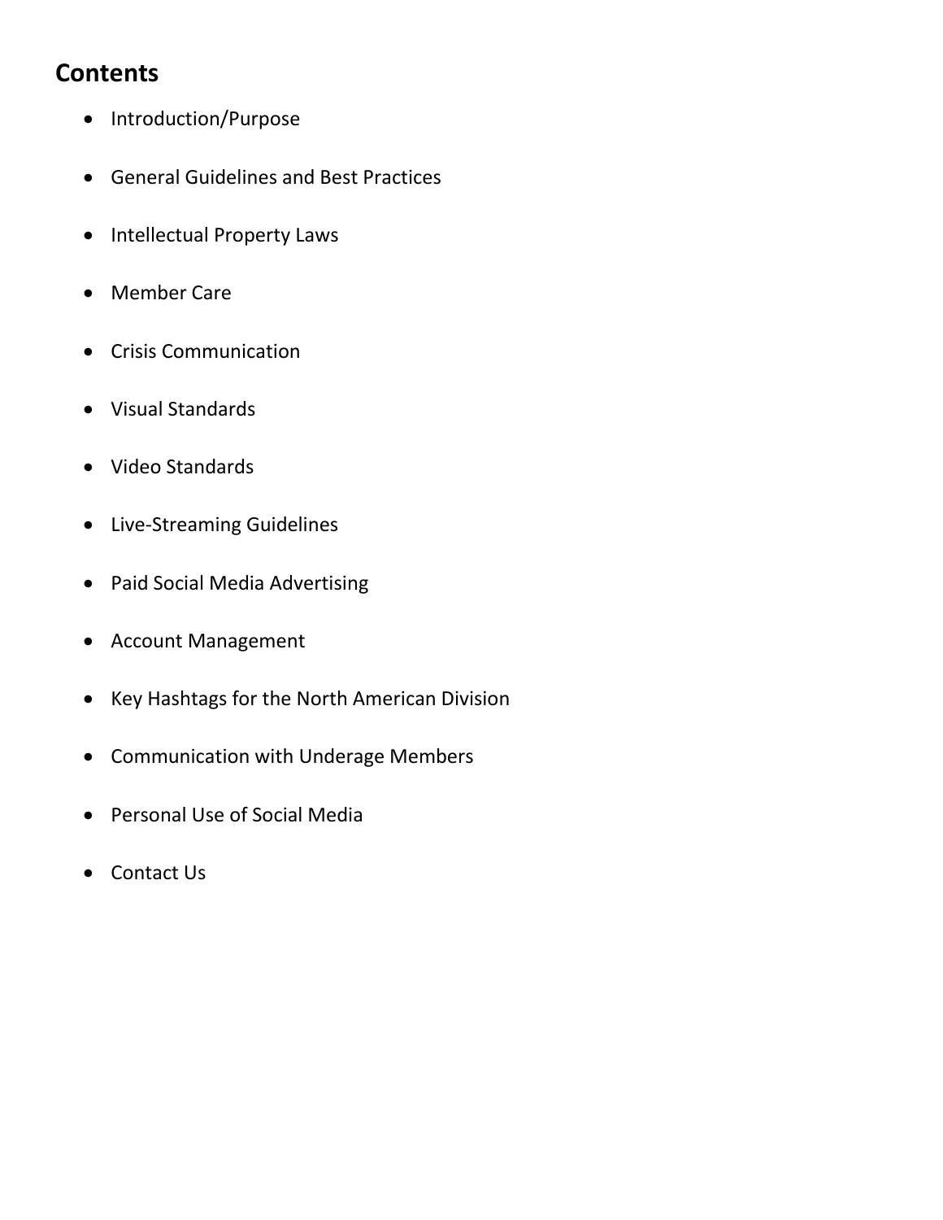## Contents

- Introduction/Purpose
- General Guidelines and Best Practices
- Intellectual Property Laws
- Member Care
- Crisis Communication
- Visual Standards
- Video Standards
- Live-Streaming Guidelines
- Paid Social Media Advertising
- Account Management
- Key Hashtags for the North American Division
- Communication with Underage Members
- Personal Use of Social Media
- Contact Us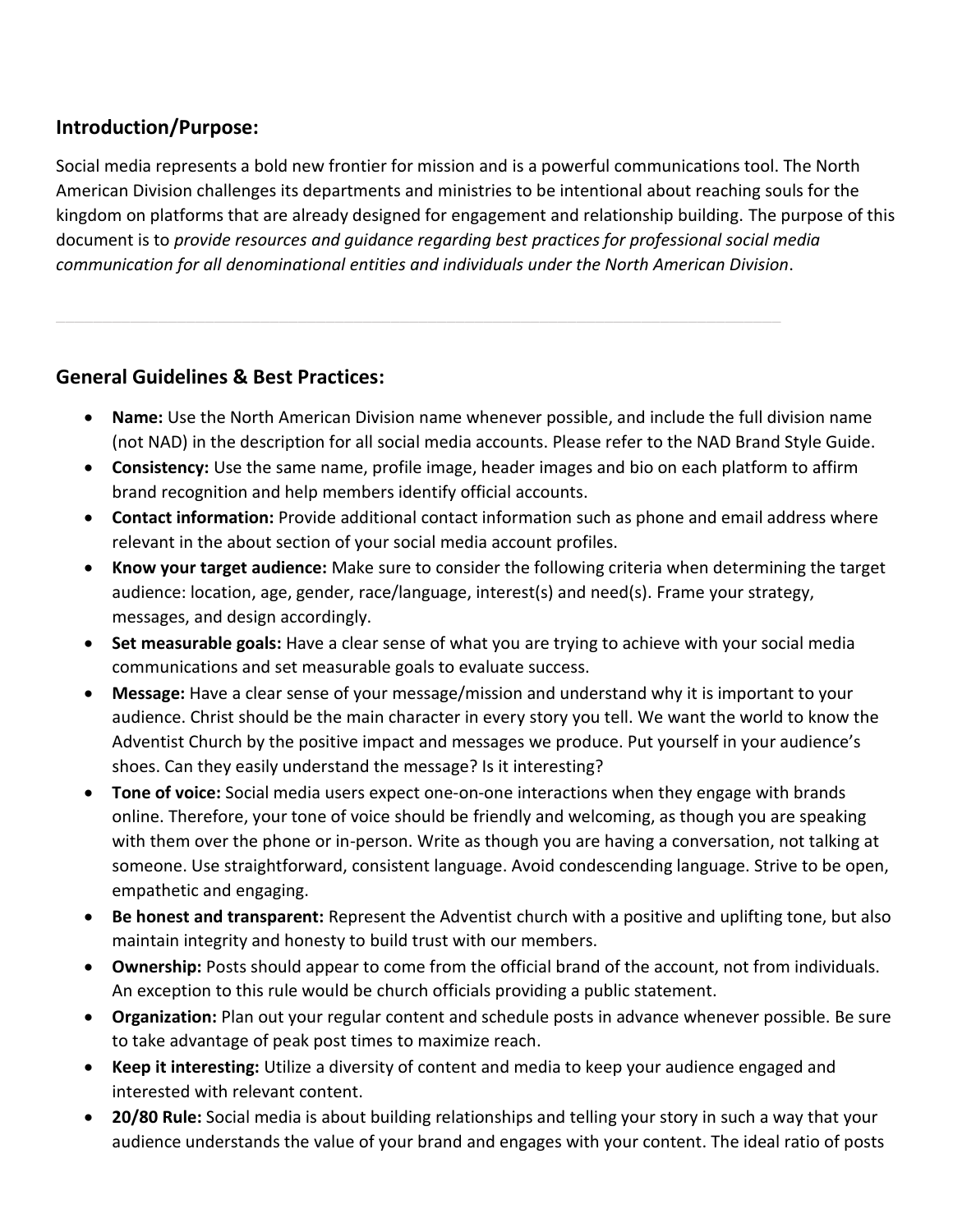## Introduction/Purpose:

Social media represents a bold new frontier for mission and is a powerful communications tool. The North American Division challenges its departments and ministries to be intentional about reaching souls for the kingdom on platforms that are already designed for engagement and relationship building. The purpose of this document is to *provide resources and guidance regarding best practices for professional social media communication for all denominational entities and individuals under the North American Division*.

---

## General Guidelines & Best Practices:

- **Name:** Use the North American Division name whenever possible, and include the full division name (not NAD) in the description for all social media accounts. Please refer to the NAD Brand Style Guide.
- **Consistency:** Use the same name, profile image, header images and bio on each platform to affirm brand recognition and help members identify official accounts.
- **Contact information:** Provide additional contact information such as phone and email address where relevant in the about section of your social media account profiles.
- **Know your target audience:** Make sure to consider the following criteria when determining the target audience: location, age, gender, race/language, interest(s) and need(s). Frame your strategy, messages, and design accordingly.
- **Set measurable goals:** Have a clear sense of what you are trying to achieve with your social media communications and set measurable goals to evaluate success.
- **Message:** Have a clear sense of your message/mission and understand why it is important to your audience. Christ should be the main character in every story you tell. We want the world to know the Adventist Church by the positive impact and messages we produce. Put yourself in your audience's shoes. Can they easily understand the message? Is it interesting?
- **Tone of voice:** Social media users expect one-on-one interactions when they engage with brands online. Therefore, your tone of voice should be friendly and welcoming, as though you are speaking with them over the phone or in-person. Write as though you are having a conversation, not talking at someone. Use straightforward, consistent language. Avoid condescending language. Strive to be open, empathetic and engaging.
- **Be honest and transparent:** Represent the Adventist church with a positive and uplifting tone, but also maintain integrity and honesty to build trust with our members.
- **Ownership:** Posts should appear to come from the official brand of the account, not from individuals. An exception to this rule would be church officials providing a public statement.
- **Organization:** Plan out your regular content and schedule posts in advance whenever possible. Be sure to take advantage of peak post times to maximize reach.
- **Keep it interesting:** Utilize a diversity of content and media to keep your audience engaged and interested with relevant content.
- **20/80 Rule:** Social media is about building relationships and telling your story in such a way that your audience understands the value of your brand and engages with your content. The ideal ratio of posts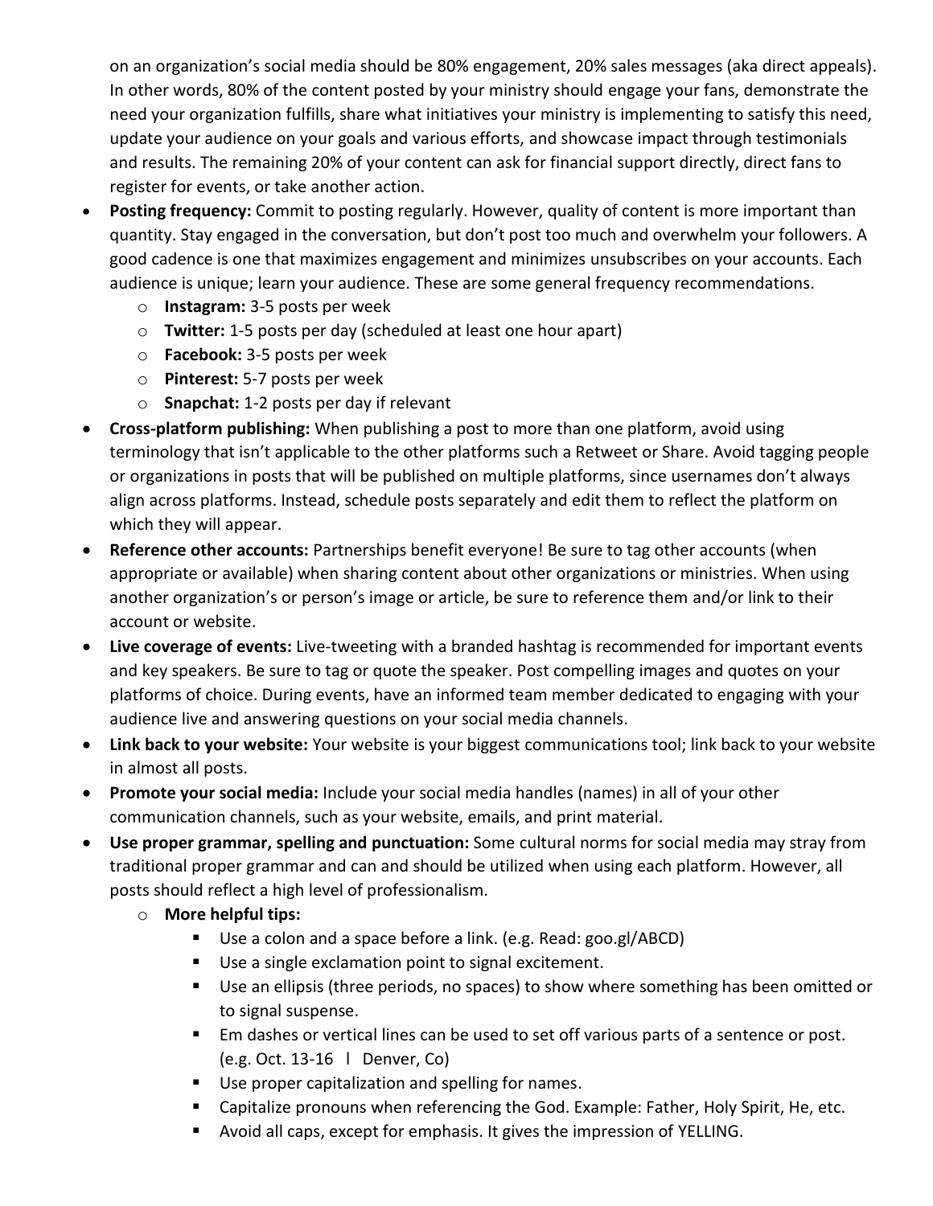on an organization's social media should be 80% engagement, 20% sales messages (aka direct appeals). In other words, 80% of the content posted by your ministry should engage your fans, demonstrate the need your organization fulfills, share what initiatives your ministry is implementing to satisfy this need, update your audience on your goals and various efforts, and showcase impact through testimonials and results. The remaining 20% of your content can ask for financial support directly, direct fans to register for events, or take another action.

- **Posting frequency:** Commit to posting regularly. However, quality of content is more important than quantity. Stay engaged in the conversation, but don't post too much and overwhelm your followers. A good cadence is one that maximizes engagement and minimizes unsubscribes on your accounts. Each audience is unique; learn your audience. These are some general frequency recommendations.
  - **Instagram:** 3-5 posts per week
  - **Twitter:** 1-5 posts per day (scheduled at least one hour apart)
  - **Facebook:** 3-5 posts per week
  - **Pinterest:** 5-7 posts per week
  - **Snapchat:** 1-2 posts per day if relevant
- **Cross-platform publishing:** When publishing a post to more than one platform, avoid using terminology that isn't applicable to the other platforms such a Retweet or Share. Avoid tagging people or organizations in posts that will be published on multiple platforms, since usernames don't always align across platforms. Instead, schedule posts separately and edit them to reflect the platform on which they will appear.
- **Reference other accounts:** Partnerships benefit everyone! Be sure to tag other accounts (when appropriate or available) when sharing content about other organizations or ministries. When using another organization's or person's image or article, be sure to reference them and/or link to their account or website.
- **Live coverage of events:** Live-tweeting with a branded hashtag is recommended for important events and key speakers. Be sure to tag or quote the speaker. Post compelling images and quotes on your platforms of choice. During events, have an informed team member dedicated to engaging with your audience live and answering questions on your social media channels.
- **Link back to your website:** Your website is your biggest communications tool; link back to your website in almost all posts.
- **Promote your social media:** Include your social media handles (names) in all of your other communication channels, such as your website, emails, and print material.
- **Use proper grammar, spelling and punctuation:** Some cultural norms for social media may stray from traditional proper grammar and can and should be utilized when using each platform. However, all posts should reflect a high level of professionalism.
  - **More helpful tips:**
    - Use a colon and a space before a link. (e.g. Read: goo.gl/ABCD)
    - Use a single exclamation point to signal excitement.
    - Use an ellipsis (three periods, no spaces) to show where something has been omitted or to signal suspense.
    - Em dashes or vertical lines can be used to set off various parts of a sentence or post. (e.g. Oct. 13-16 l Denver, Co)
    - Use proper capitalization and spelling for names.
    - Capitalize pronouns when referencing the God. Example: Father, Holy Spirit, He, etc.
    - Avoid all caps, except for emphasis. It gives the impression of YELLING.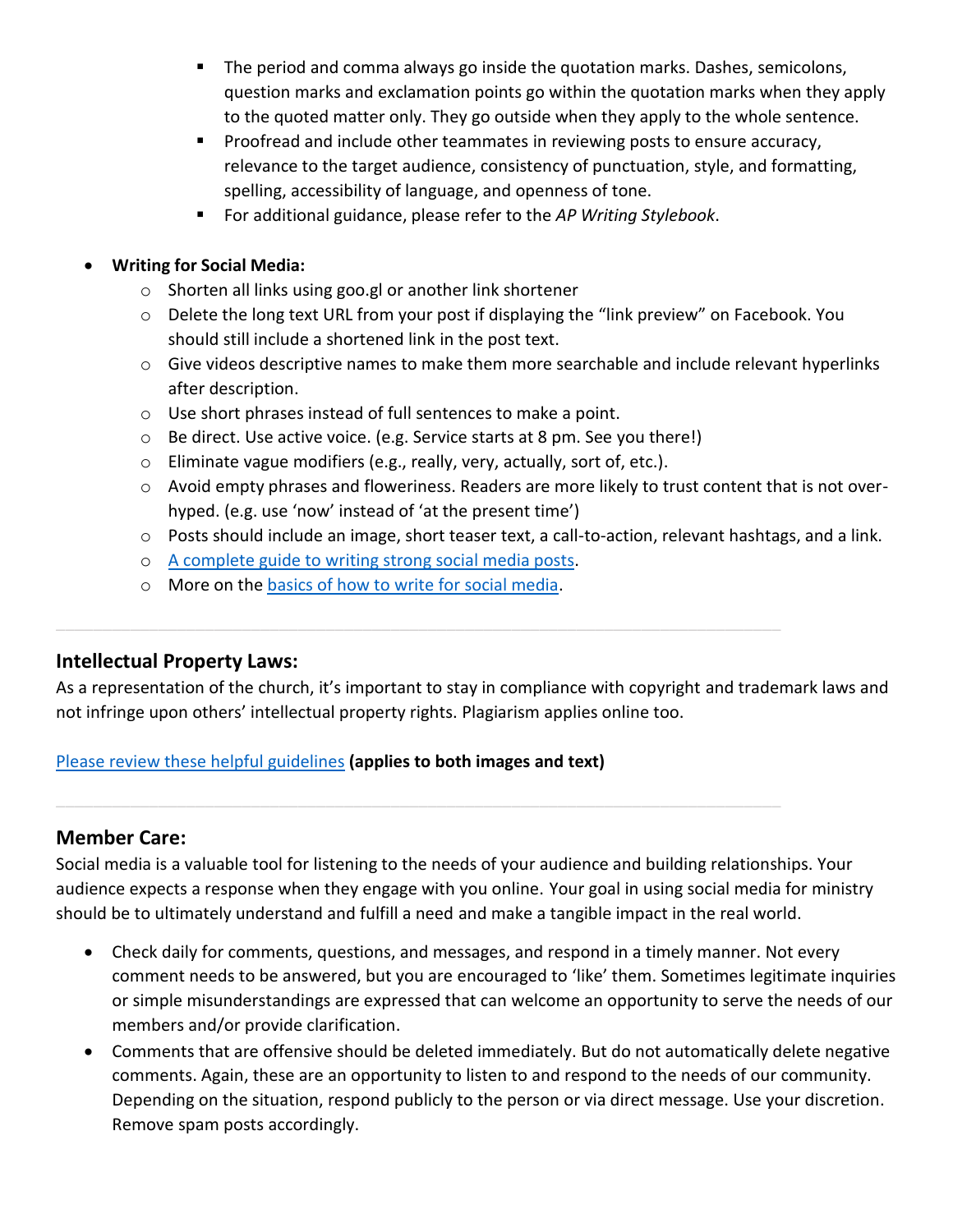- The period and comma always go inside the quotation marks. Dashes, semicolons, question marks and exclamation points go within the quotation marks when they apply to the quoted matter only. They go outside when they apply to the whole sentence.
    - Proofread and include other teammates in reviewing posts to ensure accuracy, relevance to the target audience, consistency of punctuation, style, and formatting, spelling, accessibility of language, and openness of tone.
    - For additional guidance, please refer to the *AP Writing Stylebook*.

- **Writing for Social Media:**
  - Shorten all links using goo.gl or another link shortener
  - Delete the long text URL from your post if displaying the "link preview" on Facebook. You should still include a shortened link in the post text.
  - Give videos descriptive names to make them more searchable and include relevant hyperlinks after description.
  - Use short phrases instead of full sentences to make a point.
  - Be direct. Use active voice. (e.g. Service starts at 8 pm. See you there!)
  - Eliminate vague modifiers (e.g., really, very, actually, sort of, etc.).
  - Avoid empty phrases and floweriness. Readers are more likely to trust content that is not over-hyped. (e.g. use 'now' instead of 'at the present time')
  - Posts should include an image, short teaser text, a call-to-action, relevant hashtags, and a link.
  - A complete guide to writing strong social media posts.
  - More on the basics of how to write for social media.

---

## Intellectual Property Laws:

As a representation of the church, it's important to stay in compliance with copyright and trademark laws and not infringe upon others' intellectual property rights. Plagiarism applies online too.

Please review these helpful guidelines **(applies to both images and text)**

---

## Member Care:

Social media is a valuable tool for listening to the needs of your audience and building relationships. Your audience expects a response when they engage with you online. Your goal in using social media for ministry should be to ultimately understand and fulfill a need and make a tangible impact in the real world.

- Check daily for comments, questions, and messages, and respond in a timely manner. Not every comment needs to be answered, but you are encouraged to 'like' them. Sometimes legitimate inquiries or simple misunderstandings are expressed that can welcome an opportunity to serve the needs of our members and/or provide clarification.
- Comments that are offensive should be deleted immediately. But do not automatically delete negative comments. Again, these are an opportunity to listen to and respond to the needs of our community. Depending on the situation, respond publicly to the person or via direct message. Use your discretion. Remove spam posts accordingly.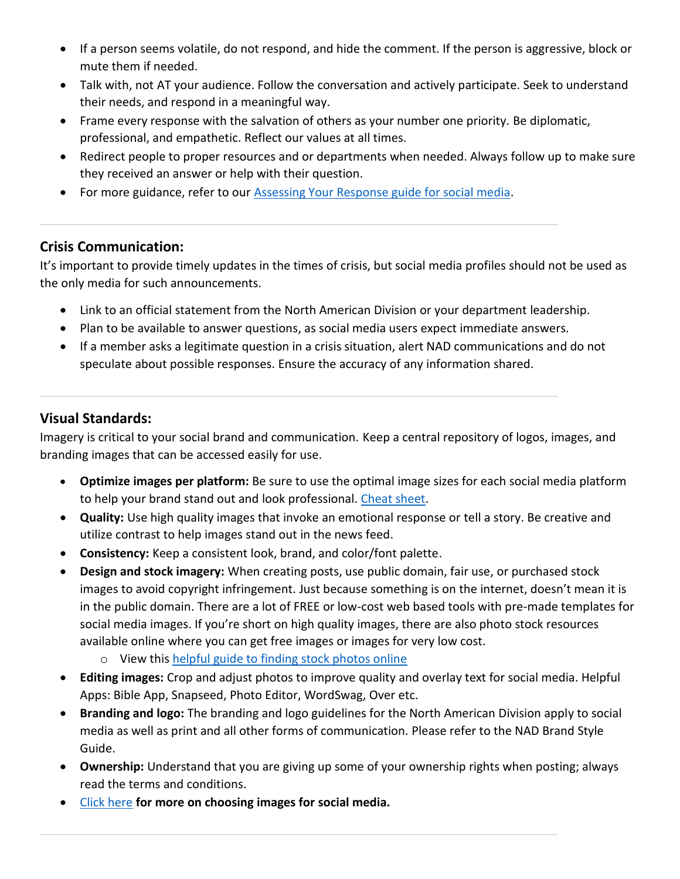- If a person seems volatile, do not respond, and hide the comment. If the person is aggressive, block or mute them if needed.
- Talk with, not AT your audience. Follow the conversation and actively participate. Seek to understand their needs, and respond in a meaningful way.
- Frame every response with the salvation of others as your number one priority. Be diplomatic, professional, and empathetic. Reflect our values at all times.
- Redirect people to proper resources and or departments when needed. Always follow up to make sure they received an answer or help with their question.
- For more guidance, refer to our Assessing Your Response guide for social media.

---

## Crisis Communication:

It's important to provide timely updates in the times of crisis, but social media profiles should not be used as the only media for such announcements.

- Link to an official statement from the North American Division or your department leadership.
- Plan to be available to answer questions, as social media users expect immediate answers.
- If a member asks a legitimate question in a crisis situation, alert NAD communications and do not speculate about possible responses. Ensure the accuracy of any information shared.

---

## Visual Standards:

Imagery is critical to your social brand and communication. Keep a central repository of logos, images, and branding images that can be accessed easily for use.

- **Optimize images per platform:** Be sure to use the optimal image sizes for each social media platform to help your brand stand out and look professional. Cheat sheet.
- **Quality:** Use high quality images that invoke an emotional response or tell a story. Be creative and utilize contrast to help images stand out in the news feed.
- **Consistency:** Keep a consistent look, brand, and color/font palette.
- **Design and stock imagery:** When creating posts, use public domain, fair use, or purchased stock images to avoid copyright infringement. Just because something is on the internet, doesn't mean it is in the public domain. There are a lot of FREE or low-cost web based tools with pre-made templates for social media images. If you're short on high quality images, there are also photo stock resources available online where you can get free images or images for very low cost.
  - View this helpful guide to finding stock photos online
- **Editing images:** Crop and adjust photos to improve quality and overlay text for social media. Helpful Apps: Bible App, Snapseed, Photo Editor, WordSwag, Over etc.
- **Branding and logo:** The branding and logo guidelines for the North American Division apply to social media as well as print and all other forms of communication. Please refer to the NAD Brand Style Guide.
- **Ownership:** Understand that you are giving up some of your ownership rights when posting; always read the terms and conditions.
- Click here **for more on choosing images for social media.**

---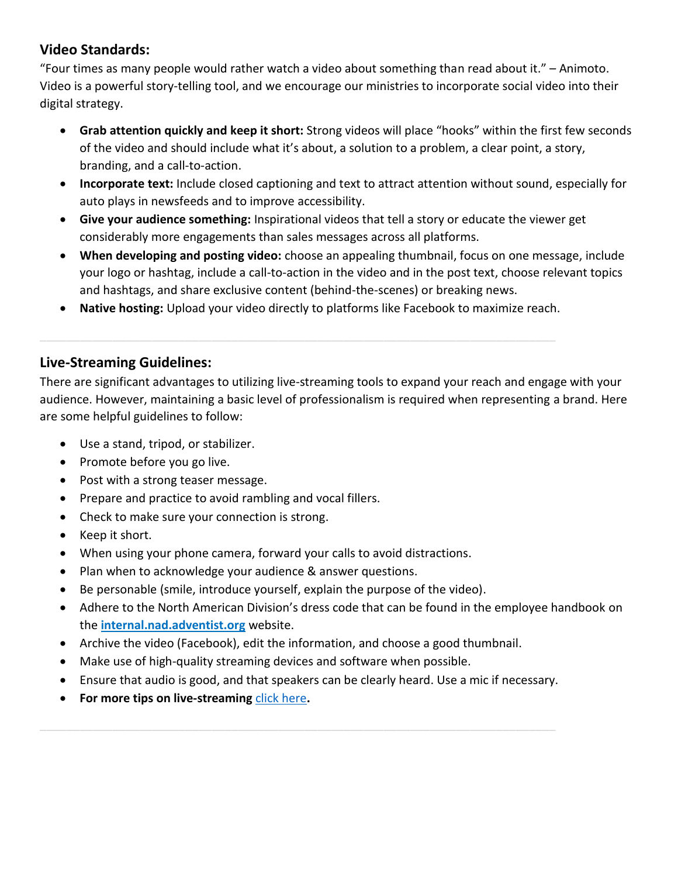## Video Standards:

"Four times as many people would rather watch a video about something than read about it." – Animoto. Video is a powerful story-telling tool, and we encourage our ministries to incorporate social video into their digital strategy.

- **Grab attention quickly and keep it short:** Strong videos will place "hooks" within the first few seconds of the video and should include what it's about, a solution to a problem, a clear point, a story, branding, and a call-to-action.
- **Incorporate text:** Include closed captioning and text to attract attention without sound, especially for auto plays in newsfeeds and to improve accessibility.
- **Give your audience something:** Inspirational videos that tell a story or educate the viewer get considerably more engagements than sales messages across all platforms.
- **When developing and posting video:** choose an appealing thumbnail, focus on one message, include your logo or hashtag, include a call-to-action in the video and in the post text, choose relevant topics and hashtags, and share exclusive content (behind-the-scenes) or breaking news.
- **Native hosting:** Upload your video directly to platforms like Facebook to maximize reach.

---

## Live-Streaming Guidelines:

There are significant advantages to utilizing live-streaming tools to expand your reach and engage with your audience. However, maintaining a basic level of professionalism is required when representing a brand. Here are some helpful guidelines to follow:

- Use a stand, tripod, or stabilizer.
- Promote before you go live.
- Post with a strong teaser message.
- Prepare and practice to avoid rambling and vocal fillers.
- Check to make sure your connection is strong.
- Keep it short.
- When using your phone camera, forward your calls to avoid distractions.
- Plan when to acknowledge your audience & answer questions.
- Be personable (smile, introduce yourself, explain the purpose of the video).
- Adhere to the North American Division's dress code that can be found in the employee handbook on the **internal.nad.adventist.org** website.
- Archive the video (Facebook), edit the information, and choose a good thumbnail.
- Make use of high-quality streaming devices and software when possible.
- Ensure that audio is good, and that speakers can be clearly heard. Use a mic if necessary.
- **For more tips on live-streaming** click here**.**

---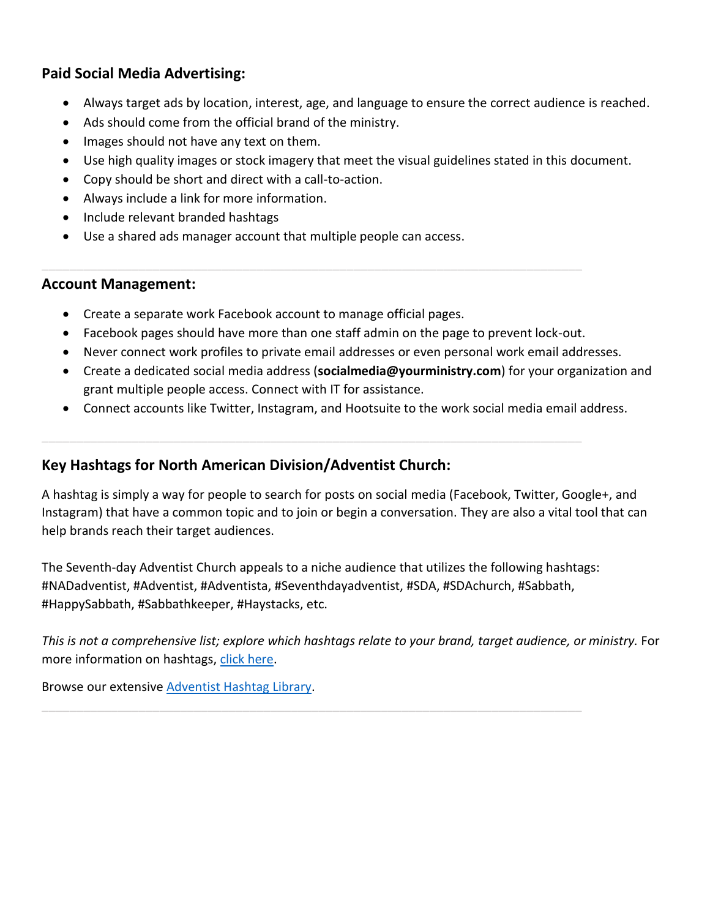### Paid Social Media Advertising:

- Always target ads by location, interest, age, and language to ensure the correct audience is reached.
- Ads should come from the official brand of the ministry.
- Images should not have any text on them.
- Use high quality images or stock imagery that meet the visual guidelines stated in this document.
- Copy should be short and direct with a call-to-action.
- Always include a link for more information.
- Include relevant branded hashtags
- Use a shared ads manager account that multiple people can access.

---

### Account Management:

- Create a separate work Facebook account to manage official pages.
- Facebook pages should have more than one staff admin on the page to prevent lock-out.
- Never connect work profiles to private email addresses or even personal work email addresses.
- Create a dedicated social media address (**socialmedia@yourministry.com**) for your organization and grant multiple people access. Connect with IT for assistance.
- Connect accounts like Twitter, Instagram, and Hootsuite to the work social media email address.

---

### Key Hashtags for North American Division/Adventist Church:

A hashtag is simply a way for people to search for posts on social media (Facebook, Twitter, Google+, and Instagram) that have a common topic and to join or begin a conversation. They are also a vital tool that can help brands reach their target audiences.

The Seventh-day Adventist Church appeals to a niche audience that utilizes the following hashtags: #NADadventist, #Adventist, #Adventista, #Seventhdayadventist, #SDA, #SDAchurch, #Sabbath, #HappySabbath, #Sabbathkeeper, #Haystacks, etc.

*This is not a comprehensive list; explore which hashtags relate to your brand, target audience, or ministry.* For more information on hashtags, click here.

Browse our extensive Adventist Hashtag Library.

---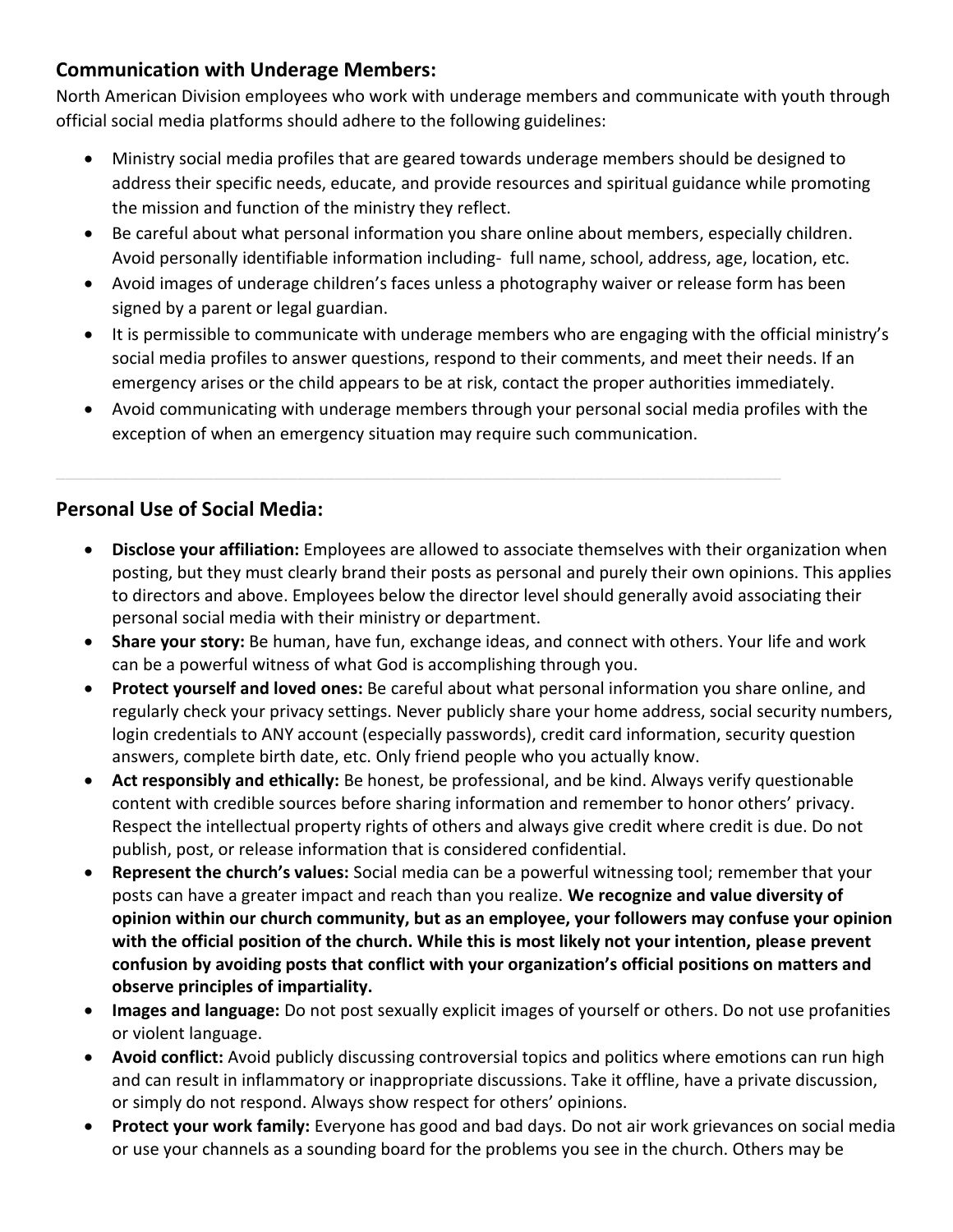## Communication with Underage Members:

North American Division employees who work with underage members and communicate with youth through official social media platforms should adhere to the following guidelines:

- Ministry social media profiles that are geared towards underage members should be designed to address their specific needs, educate, and provide resources and spiritual guidance while promoting the mission and function of the ministry they reflect.
- Be careful about what personal information you share online about members, especially children. Avoid personally identifiable information including- full name, school, address, age, location, etc.
- Avoid images of underage children's faces unless a photography waiver or release form has been signed by a parent or legal guardian.
- It is permissible to communicate with underage members who are engaging with the official ministry's social media profiles to answer questions, respond to their comments, and meet their needs. If an emergency arises or the child appears to be at risk, contact the proper authorities immediately.
- Avoid communicating with underage members through your personal social media profiles with the exception of when an emergency situation may require such communication.

---

## Personal Use of Social Media:

- **Disclose your affiliation:** Employees are allowed to associate themselves with their organization when posting, but they must clearly brand their posts as personal and purely their own opinions. This applies to directors and above. Employees below the director level should generally avoid associating their personal social media with their ministry or department.
- **Share your story:** Be human, have fun, exchange ideas, and connect with others. Your life and work can be a powerful witness of what God is accomplishing through you.
- **Protect yourself and loved ones:** Be careful about what personal information you share online, and regularly check your privacy settings. Never publicly share your home address, social security numbers, login credentials to ANY account (especially passwords), credit card information, security question answers, complete birth date, etc. Only friend people who you actually know.
- **Act responsibly and ethically:** Be honest, be professional, and be kind. Always verify questionable content with credible sources before sharing information and remember to honor others' privacy. Respect the intellectual property rights of others and always give credit where credit is due. Do not publish, post, or release information that is considered confidential.
- **Represent the church's values:** Social media can be a powerful witnessing tool; remember that your posts can have a greater impact and reach than you realize. **We recognize and value diversity of opinion within our church community, but as an employee, your followers may confuse your opinion with the official position of the church. While this is most likely not your intention, please prevent confusion by avoiding posts that conflict with your organization's official positions on matters and observe principles of impartiality.**
- **Images and language:** Do not post sexually explicit images of yourself or others. Do not use profanities or violent language.
- **Avoid conflict:** Avoid publicly discussing controversial topics and politics where emotions can run high and can result in inflammatory or inappropriate discussions. Take it offline, have a private discussion, or simply do not respond. Always show respect for others' opinions.
- **Protect your work family:** Everyone has good and bad days. Do not air work grievances on social media or use your channels as a sounding board for the problems you see in the church. Others may be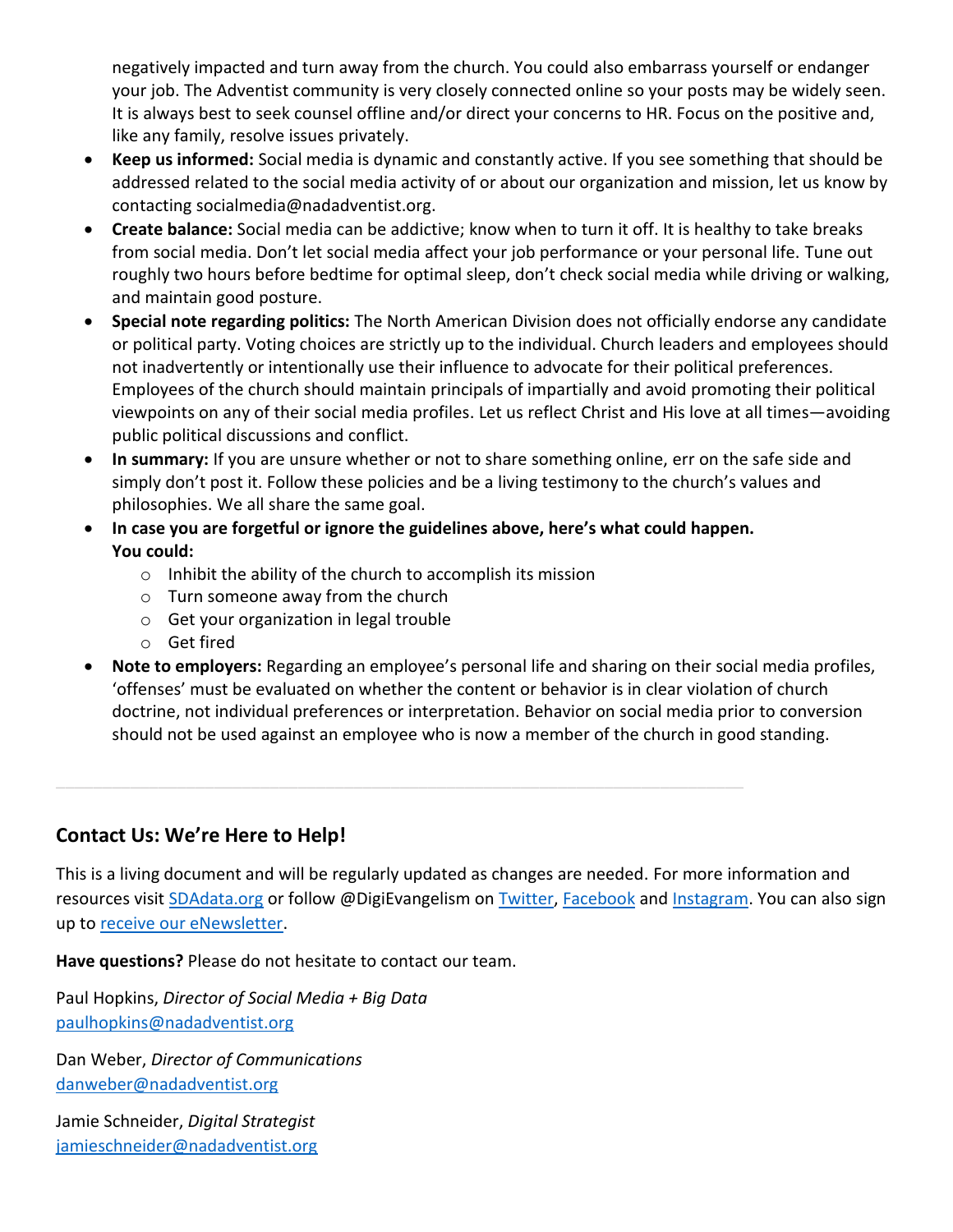negatively impacted and turn away from the church. You could also embarrass yourself or endanger your job. The Adventist community is very closely connected online so your posts may be widely seen. It is always best to seek counsel offline and/or direct your concerns to HR. Focus on the positive and, like any family, resolve issues privately.

- **Keep us informed:** Social media is dynamic and constantly active. If you see something that should be addressed related to the social media activity of or about our organization and mission, let us know by contacting socialmedia@nadadventist.org.
- **Create balance:** Social media can be addictive; know when to turn it off. It is healthy to take breaks from social media. Don't let social media affect your job performance or your personal life. Tune out roughly two hours before bedtime for optimal sleep, don't check social media while driving or walking, and maintain good posture.
- **Special note regarding politics:** The North American Division does not officially endorse any candidate or political party. Voting choices are strictly up to the individual. Church leaders and employees should not inadvertently or intentionally use their influence to advocate for their political preferences. Employees of the church should maintain principals of impartially and avoid promoting their political viewpoints on any of their social media profiles. Let us reflect Christ and His love at all times—avoiding public political discussions and conflict.
- **In summary:** If you are unsure whether or not to share something online, err on the safe side and simply don't post it. Follow these policies and be a living testimony to the church's values and philosophies. We all share the same goal.
- **In case you are forgetful or ignore the guidelines above, here's what could happen. You could:**
  - Inhibit the ability of the church to accomplish its mission
  - Turn someone away from the church
  - Get your organization in legal trouble
  - Get fired
- **Note to employers:** Regarding an employee's personal life and sharing on their social media profiles, 'offenses' must be evaluated on whether the content or behavior is in clear violation of church doctrine, not individual preferences or interpretation. Behavior on social media prior to conversion should not be used against an employee who is now a member of the church in good standing.

---

## Contact Us: We're Here to Help!

This is a living document and will be regularly updated as changes are needed. For more information and resources visit SDAdata.org or follow @DigiEvangelism on Twitter, Facebook and Instagram. You can also sign up to receive our eNewsletter.

**Have questions?** Please do not hesitate to contact our team.

Paul Hopkins, *Director of Social Media + Big Data*
paulhopkins@nadadventist.org

Dan Weber, *Director of Communications*
danweber@nadadventist.org

Jamie Schneider, *Digital Strategist*
jamieschneider@nadadventist.org